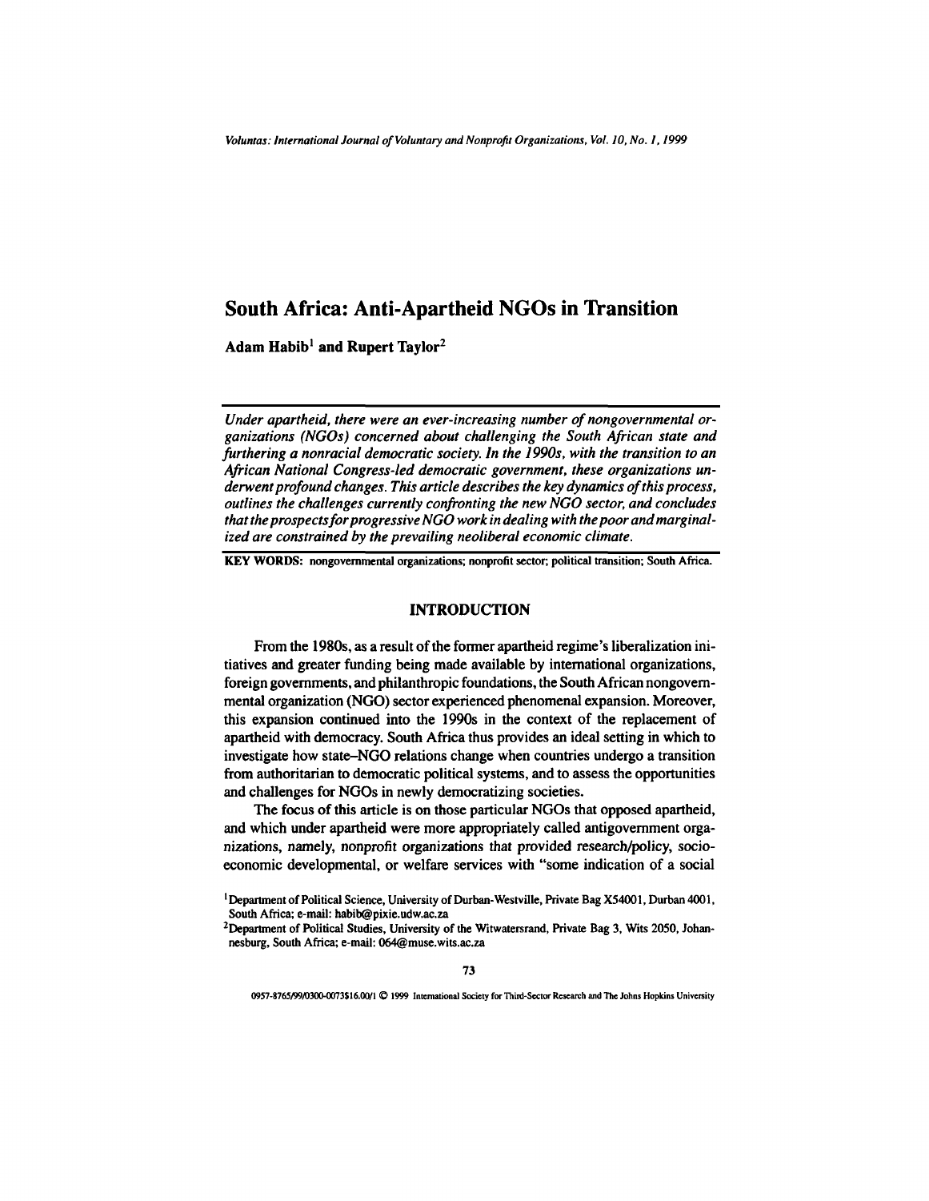# South Africa: Anti-Apartheid NGOs in Transition

**Adam Habib[1] and Rupert Taylor[2]**

*Under apartheid, there were an ever-increasing number of nongovernmental organizations (NGOs) concerned about challenging the South African state and furthering a nonracial democratic society. In the 1990s, with the transition to an African National Congress-led democratic government, these organizations underwent profound changes. This article describes the key dynamics of this process, outlines the challenges currently confronting the new NGO sector, and concludes that the prospects for progressive NGO work in dealing with the poor and marginalized are constrained by the prevailing neoliberal economic climate.*

**KEY WORDS:** nongovernmental organizations; nonprofit sector; political transition; South Africa.

## INTRODUCTION

From the 1980s, as a result of the former apartheid regime's liberalization initiatives and greater funding being made available by international organizations, foreign governments, and philanthropic foundations, the South African nongovernmental organization (NGO) sector experienced phenomenal expansion. Moreover, this expansion continued into the 1990s in the context of the replacement of apartheid with democracy. South Africa thus provides an ideal setting in which to investigate how state–NGO relations change when countries undergo a transition from authoritarian to democratic political systems, and to assess the opportunities and challenges for NGOs in newly democratizing societies.

The focus of this article is on those particular NGOs that opposed apartheid, and which under apartheid were more appropriately called antigovernment organizations, namely, nonprofit organizations that provided research/policy, socio-economic developmental, or welfare services with "some indication of a social

[1] Department of Political Science, University of Durban-Westville, Private Bag X54001, Durban 4001, South Africa; e-mail: habib@pixie.udw.ac.za

[2] Department of Political Studies, University of the Witwatersrand, Private Bag 3, Wits 2050, Johannesburg, South Africa; e-mail: 064@muse.wits.ac.za

0957-8765/99/0300-0073$16.00/1 © 1999 International Society for Third-Sector Research and The Johns Hopkins University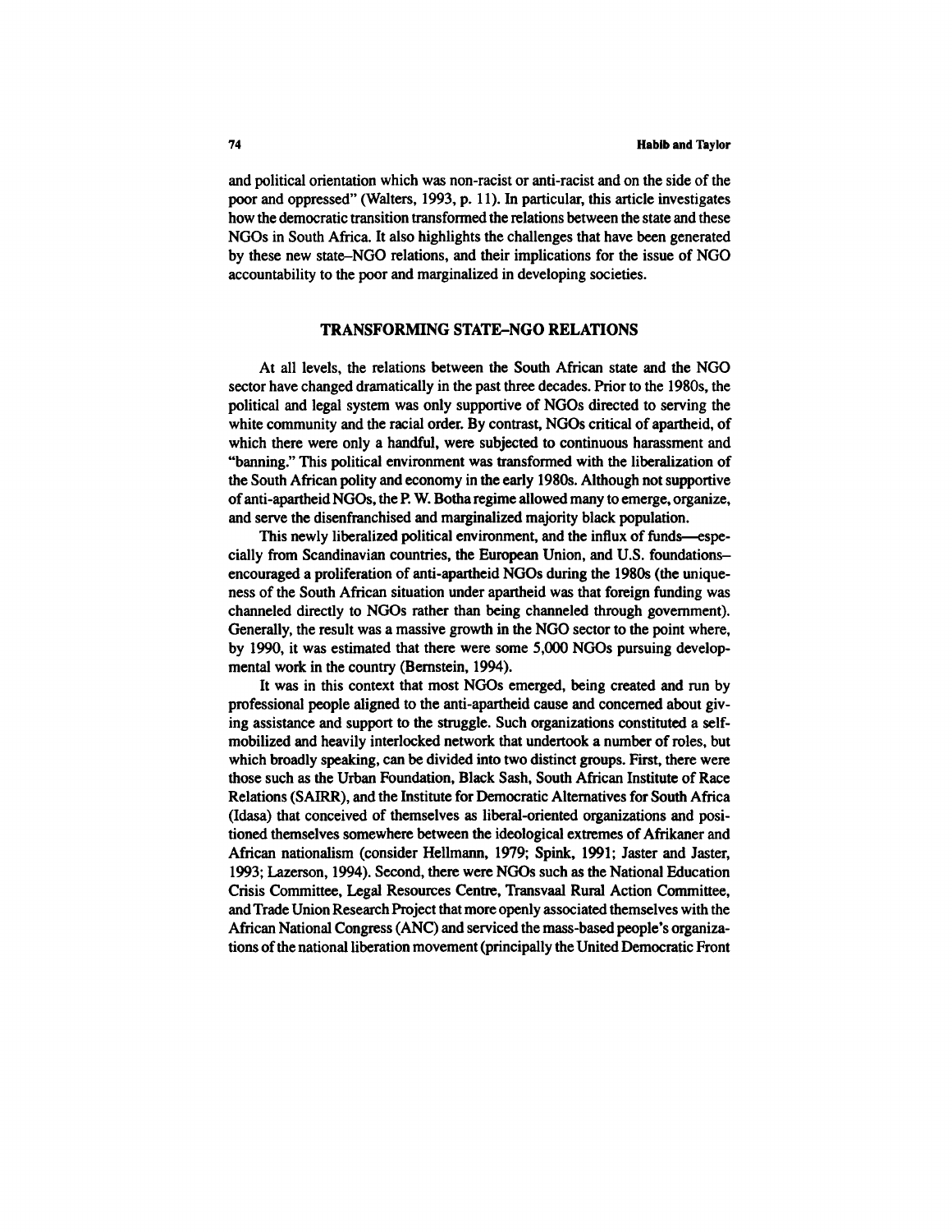and political orientation which was non-racist or anti-racist and on the side of the poor and oppressed" (Walters, 1993, p. 11). In particular, this article investigates how the democratic transition transformed the relations between the state and these NGOs in South Africa. It also highlights the challenges that have been generated by these new state–NGO relations, and their implications for the issue of NGO accountability to the poor and marginalized in developing societies.

## TRANSFORMING STATE–NGO RELATIONS

At all levels, the relations between the South African state and the NGO sector have changed dramatically in the past three decades. Prior to the 1980s, the political and legal system was only supportive of NGOs directed to serving the white community and the racial order. By contrast, NGOs critical of apartheid, of which there were only a handful, were subjected to continuous harassment and "banning." This political environment was transformed with the liberalization of the South African polity and economy in the early 1980s. Although not supportive of anti-apartheid NGOs, the P. W. Botha regime allowed many to emerge, organize, and serve the disenfranchised and marginalized majority black population.

This newly liberalized political environment, and the influx of funds—especially from Scandinavian countries, the European Union, and U.S. foundations–encouraged a proliferation of anti-apartheid NGOs during the 1980s (the uniqueness of the South African situation under apartheid was that foreign funding was channeled directly to NGOs rather than being channeled through government). Generally, the result was a massive growth in the NGO sector to the point where, by 1990, it was estimated that there were some 5,000 NGOs pursuing developmental work in the country (Bernstein, 1994).

It was in this context that most NGOs emerged, being created and run by professional people aligned to the anti-apartheid cause and concerned about giving assistance and support to the struggle. Such organizations constituted a self-mobilized and heavily interlocked network that undertook a number of roles, but which broadly speaking, can be divided into two distinct groups. First, there were those such as the Urban Foundation, Black Sash, South African Institute of Race Relations (SAIRR), and the Institute for Democratic Alternatives for South Africa (Idasa) that conceived of themselves as liberal-oriented organizations and positioned themselves somewhere between the ideological extremes of Afrikaner and African nationalism (consider Hellmann, 1979; Spink, 1991; Jaster and Jaster, 1993; Lazerson, 1994). Second, there were NGOs such as the National Education Crisis Committee, Legal Resources Centre, Transvaal Rural Action Committee, and Trade Union Research Project that more openly associated themselves with the African National Congress (ANC) and serviced the mass-based people's organizations of the national liberation movement (principally the United Democratic Front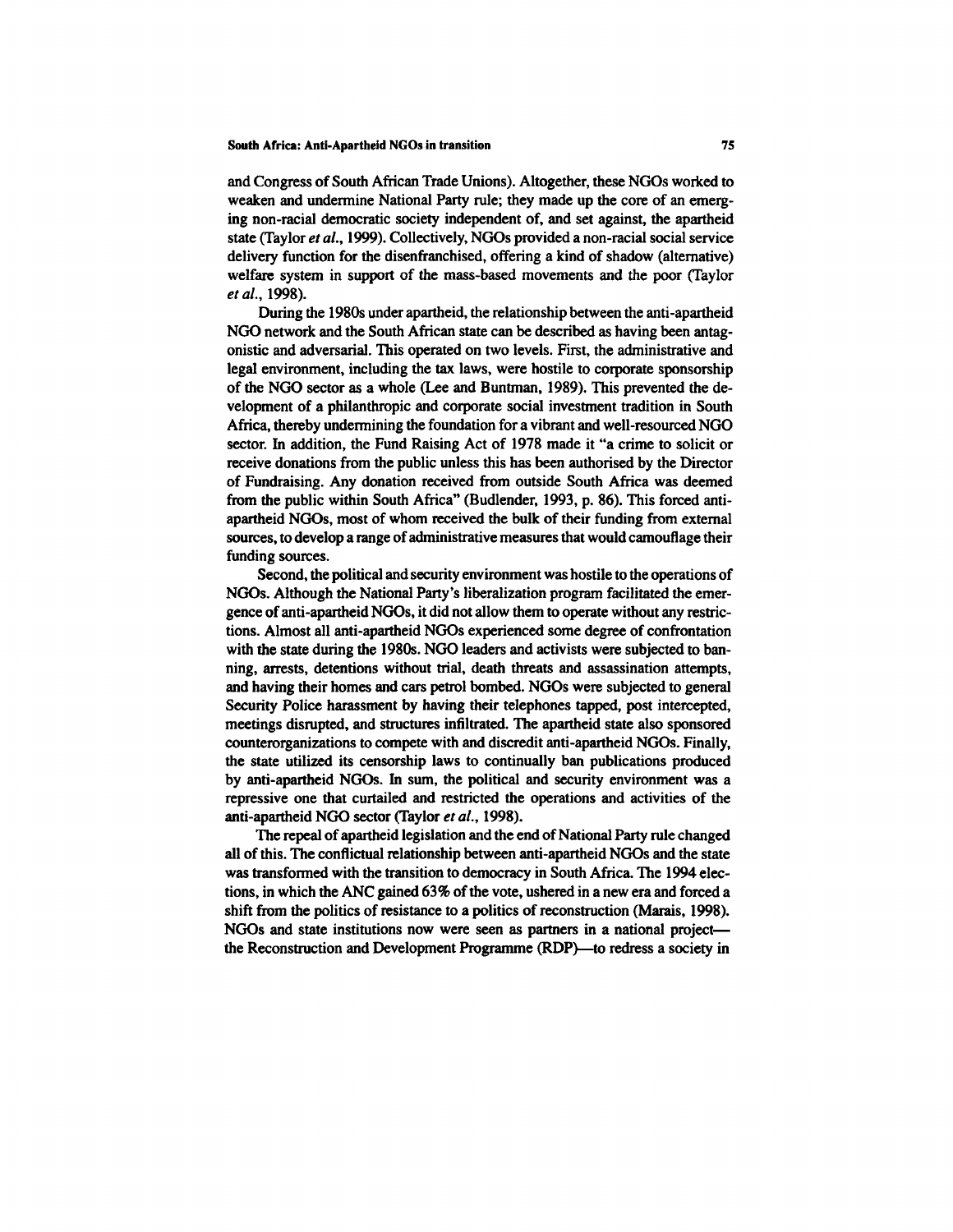and Congress of South African Trade Unions). Altogether, these NGOs worked to weaken and undermine National Party rule; they made up the core of an emerging non-racial democratic society independent of, and set against, the apartheid state (Taylor *et al.*, 1999). Collectively, NGOs provided a non-racial social service delivery function for the disenfranchised, offering a kind of shadow (alternative) welfare system in support of the mass-based movements and the poor (Taylor *et al.*, 1998).

During the 1980s under apartheid, the relationship between the anti-apartheid NGO network and the South African state can be described as having been antagonistic and adversarial. This operated on two levels. First, the administrative and legal environment, including the tax laws, were hostile to corporate sponsorship of the NGO sector as a whole (Lee and Buntman, 1989). This prevented the development of a philanthropic and corporate social investment tradition in South Africa, thereby undermining the foundation for a vibrant and well-resourced NGO sector. In addition, the Fund Raising Act of 1978 made it "a crime to solicit or receive donations from the public unless this has been authorised by the Director of Fundraising. Any donation received from outside South Africa was deemed from the public within South Africa" (Budlender, 1993, p. 86). This forced anti-apartheid NGOs, most of whom received the bulk of their funding from external sources, to develop a range of administrative measures that would camouflage their funding sources.

Second, the political and security environment was hostile to the operations of NGOs. Although the National Party's liberalization program facilitated the emergence of anti-apartheid NGOs, it did not allow them to operate without any restrictions. Almost all anti-apartheid NGOs experienced some degree of confrontation with the state during the 1980s. NGO leaders and activists were subjected to banning, arrests, detentions without trial, death threats and assassination attempts, and having their homes and cars petrol bombed. NGOs were subjected to general Security Police harassment by having their telephones tapped, post intercepted, meetings disrupted, and structures infiltrated. The apartheid state also sponsored counterorganizations to compete with and discredit anti-apartheid NGOs. Finally, the state utilized its censorship laws to continually ban publications produced by anti-apartheid NGOs. In sum, the political and security environment was a repressive one that curtailed and restricted the operations and activities of the anti-apartheid NGO sector (Taylor *et al.*, 1998).

The repeal of apartheid legislation and the end of National Party rule changed all of this. The conflictual relationship between anti-apartheid NGOs and the state was transformed with the transition to democracy in South Africa. The 1994 elections, in which the ANC gained 63% of the vote, ushered in a new era and forced a shift from the politics of resistance to a politics of reconstruction (Marais, 1998). NGOs and state institutions now were seen as partners in a national project—the Reconstruction and Development Programme (RDP)—to redress a society in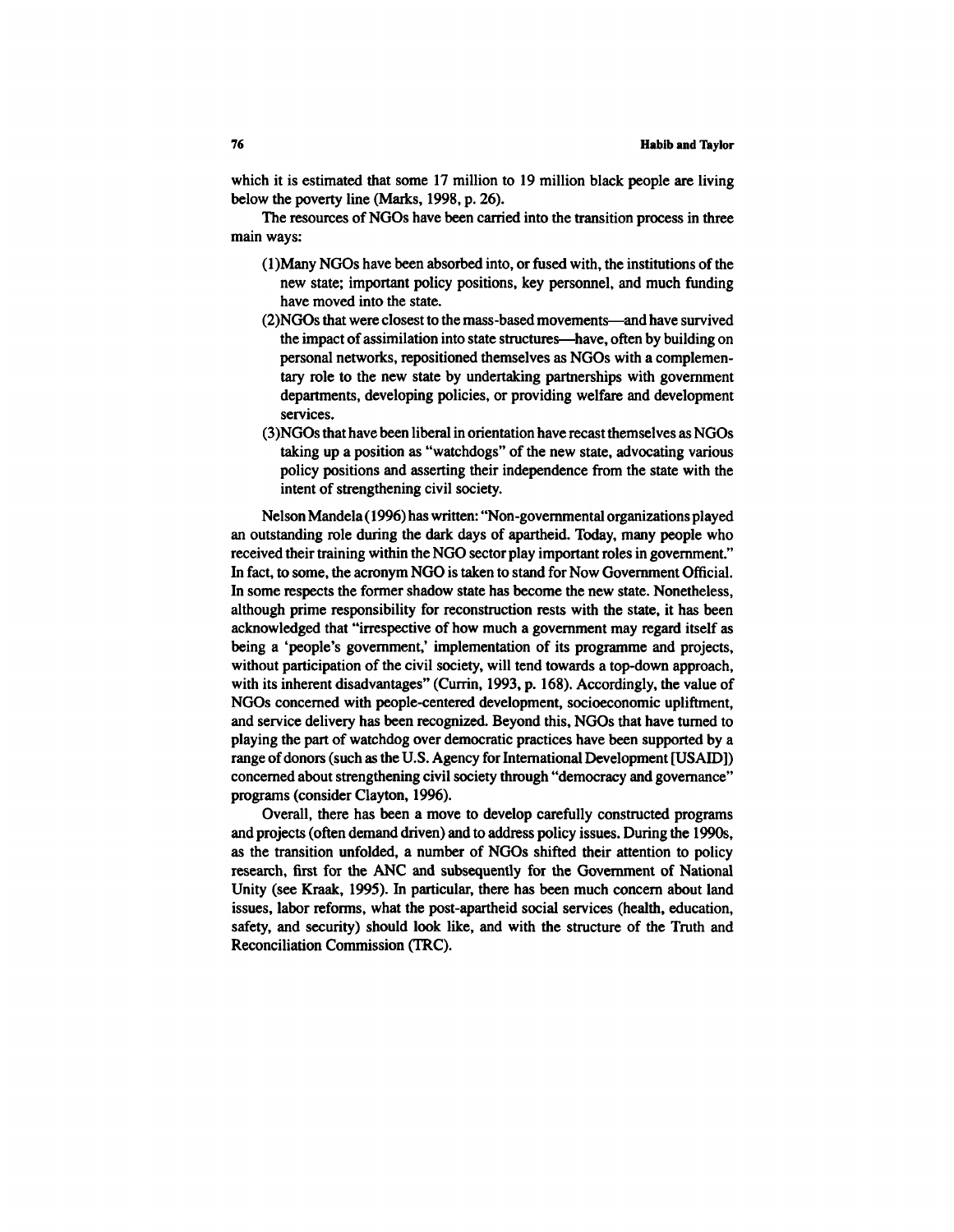which it is estimated that some 17 million to 19 million black people are living below the poverty line (Marks, 1998, p. 26).

The resources of NGOs have been carried into the transition process in three main ways:

(1)Many NGOs have been absorbed into, or fused with, the institutions of the new state; important policy positions, key personnel, and much funding have moved into the state.

(2)NGOs that were closest to the mass-based movements—and have survived the impact of assimilation into state structures—have, often by building on personal networks, repositioned themselves as NGOs with a complementary role to the new state by undertaking partnerships with government departments, developing policies, or providing welfare and development services.

(3)NGOs that have been liberal in orientation have recast themselves as NGOs taking up a position as "watchdogs" of the new state, advocating various policy positions and asserting their independence from the state with the intent of strengthening civil society.

Nelson Mandela (1996) has written: "Non-governmental organizations played an outstanding role during the dark days of apartheid. Today, many people who received their training within the NGO sector play important roles in government." In fact, to some, the acronym NGO is taken to stand for Now Government Official. In some respects the former shadow state has become the new state. Nonetheless, although prime responsibility for reconstruction rests with the state, it has been acknowledged that "irrespective of how much a government may regard itself as being a 'people's government,' implementation of its programme and projects, without participation of the civil society, will tend towards a top-down approach, with its inherent disadvantages" (Currin, 1993, p. 168). Accordingly, the value of NGOs concerned with people-centered development, socioeconomic upliftment, and service delivery has been recognized. Beyond this, NGOs that have turned to playing the part of watchdog over democratic practices have been supported by a range of donors (such as the U.S. Agency for International Development [USAID]) concerned about strengthening civil society through "democracy and governance" programs (consider Clayton, 1996).

Overall, there has been a move to develop carefully constructed programs and projects (often demand driven) and to address policy issues. During the 1990s, as the transition unfolded, a number of NGOs shifted their attention to policy research, first for the ANC and subsequently for the Government of National Unity (see Kraak, 1995). In particular, there has been much concern about land issues, labor reforms, what the post-apartheid social services (health, education, safety, and security) should look like, and with the structure of the Truth and Reconciliation Commission (TRC).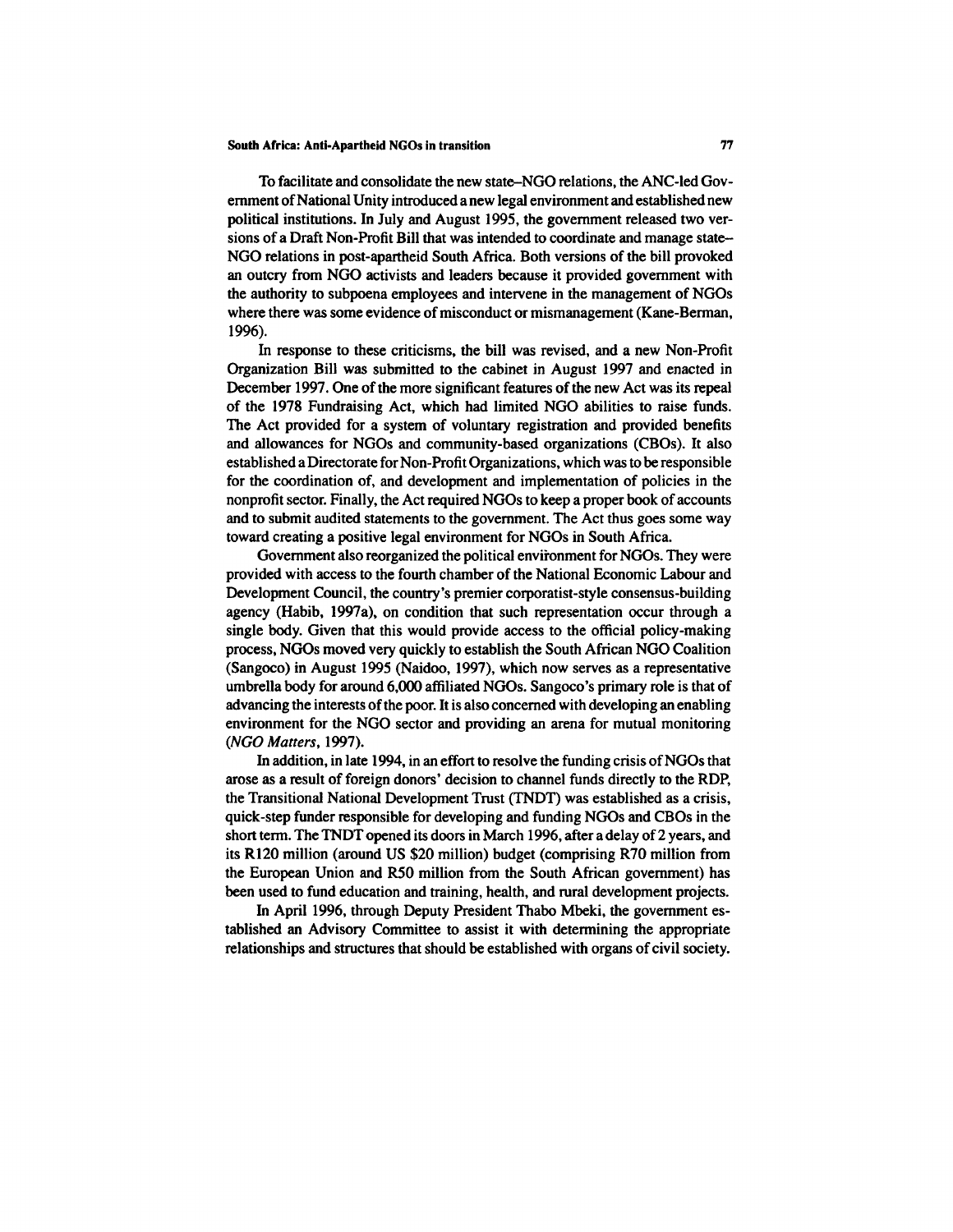To facilitate and consolidate the new state–NGO relations, the ANC-led Government of National Unity introduced a new legal environment and established new political institutions. In July and August 1995, the government released two versions of a Draft Non-Profit Bill that was intended to coordinate and manage state–NGO relations in post-apartheid South Africa. Both versions of the bill provoked an outcry from NGO activists and leaders because it provided government with the authority to subpoena employees and intervene in the management of NGOs where there was some evidence of misconduct or mismanagement (Kane-Berman, 1996).

In response to these criticisms, the bill was revised, and a new Non-Profit Organization Bill was submitted to the cabinet in August 1997 and enacted in December 1997. One of the more significant features of the new Act was its repeal of the 1978 Fundraising Act, which had limited NGO abilities to raise funds. The Act provided for a system of voluntary registration and provided benefits and allowances for NGOs and community-based organizations (CBOs). It also established a Directorate for Non-Profit Organizations, which was to be responsible for the coordination of, and development and implementation of policies in the nonprofit sector. Finally, the Act required NGOs to keep a proper book of accounts and to submit audited statements to the government. The Act thus goes some way toward creating a positive legal environment for NGOs in South Africa.

Government also reorganized the political environment for NGOs. They were provided with access to the fourth chamber of the National Economic Labour and Development Council, the country's premier corporatist-style consensus-building agency (Habib, 1997a), on condition that such representation occur through a single body. Given that this would provide access to the official policy-making process, NGOs moved very quickly to establish the South African NGO Coalition (Sangoco) in August 1995 (Naidoo, 1997), which now serves as a representative umbrella body for around 6,000 affiliated NGOs. Sangoco's primary role is that of advancing the interests of the poor. It is also concerned with developing an enabling environment for the NGO sector and providing an arena for mutual monitoring (*NGO Matters*, 1997).

In addition, in late 1994, in an effort to resolve the funding crisis of NGOs that arose as a result of foreign donors' decision to channel funds directly to the RDP, the Transitional National Development Trust (TNDT) was established as a crisis, quick-step funder responsible for developing and funding NGOs and CBOs in the short term. The TNDT opened its doors in March 1996, after a delay of 2 years, and its R120 million (around US $20 million) budget (comprising R70 million from the European Union and R50 million from the South African government) has been used to fund education and training, health, and rural development projects.

In April 1996, through Deputy President Thabo Mbeki, the government established an Advisory Committee to assist it with determining the appropriate relationships and structures that should be established with organs of civil society.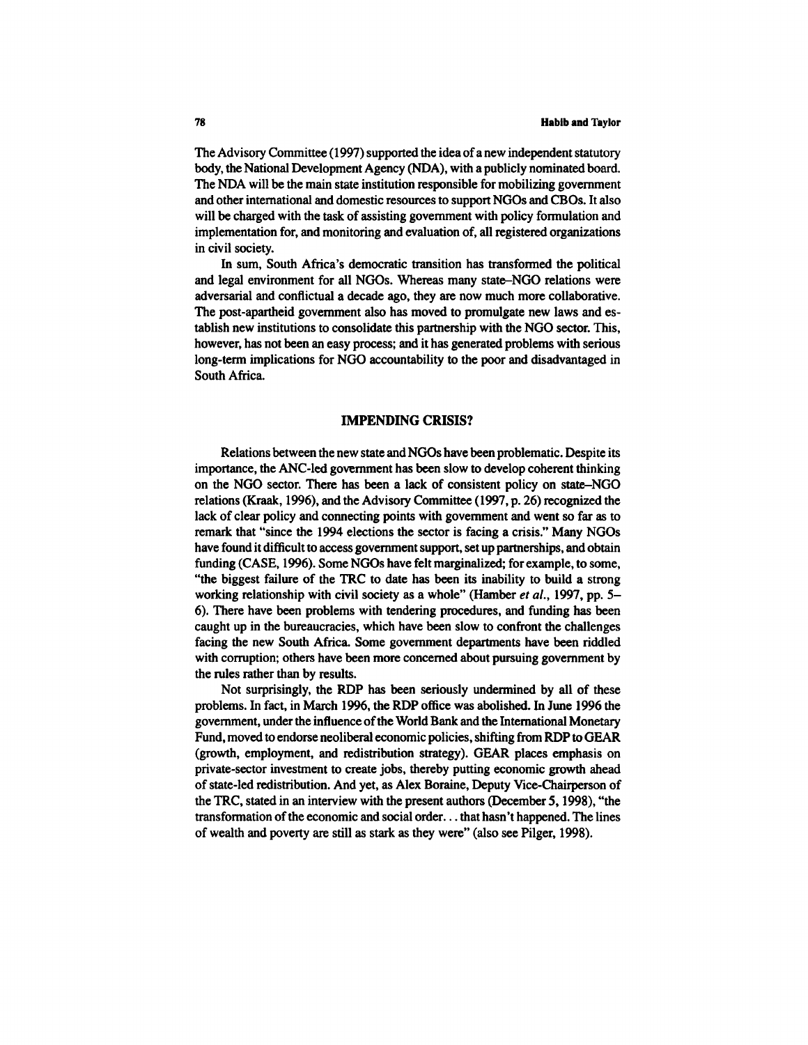The Advisory Committee (1997) supported the idea of a new independent statutory body, the National Development Agency (NDA), with a publicly nominated board. The NDA will be the main state institution responsible for mobilizing government and other international and domestic resources to support NGOs and CBOs. It also will be charged with the task of assisting government with policy formulation and implementation for, and monitoring and evaluation of, all registered organizations in civil society.

In sum, South Africa's democratic transition has transformed the political and legal environment for all NGOs. Whereas many state–NGO relations were adversarial and conflictual a decade ago, they are now much more collaborative. The post-apartheid government also has moved to promulgate new laws and establish new institutions to consolidate this partnership with the NGO sector. This, however, has not been an easy process; and it has generated problems with serious long-term implications for NGO accountability to the poor and disadvantaged in South Africa.

## IMPENDING CRISIS?

Relations between the new state and NGOs have been problematic. Despite its importance, the ANC-led government has been slow to develop coherent thinking on the NGO sector. There has been a lack of consistent policy on state–NGO relations (Kraak, 1996), and the Advisory Committee (1997, p. 26) recognized the lack of clear policy and connecting points with government and went so far as to remark that "since the 1994 elections the sector is facing a crisis." Many NGOs have found it difficult to access government support, set up partnerships, and obtain funding (CASE, 1996). Some NGOs have felt marginalized; for example, to some, "the biggest failure of the TRC to date has been its inability to build a strong working relationship with civil society as a whole" (Hamber *et al.*, 1997, pp. 5–6). There have been problems with tendering procedures, and funding has been caught up in the bureaucracies, which have been slow to confront the challenges facing the new South Africa. Some government departments have been riddled with corruption; others have been more concerned about pursuing government by the rules rather than by results.

Not surprisingly, the RDP has been seriously undermined by all of these problems. In fact, in March 1996, the RDP office was abolished. In June 1996 the government, under the influence of the World Bank and the International Monetary Fund, moved to endorse neoliberal economic policies, shifting from RDP to GEAR (growth, employment, and redistribution strategy). GEAR places emphasis on private-sector investment to create jobs, thereby putting economic growth ahead of state-led redistribution. And yet, as Alex Boraine, Deputy Vice-Chairperson of the TRC, stated in an interview with the present authors (December 5, 1998), "the transformation of the economic and social order. . . that hasn't happened. The lines of wealth and poverty are still as stark as they were" (also see Pilger, 1998).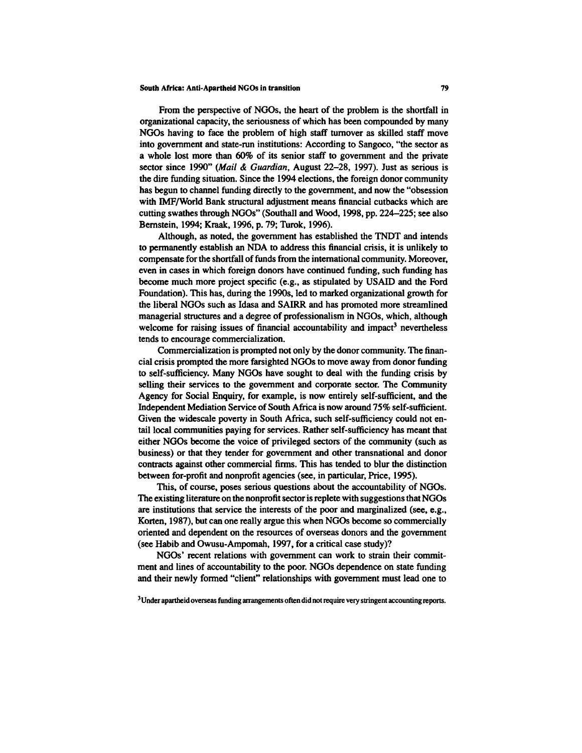From the perspective of NGOs, the heart of the problem is the shortfall in organizational capacity, the seriousness of which has been compounded by many NGOs having to face the problem of high staff turnover as skilled staff move into government and state-run institutions: According to Sangoco, "the sector as a whole lost more than 60% of its senior staff to government and the private sector since 1990" (*Mail & Guardian*, August 22–28, 1997). Just as serious is the dire funding situation. Since the 1994 elections, the foreign donor community has begun to channel funding directly to the government, and now the "obsession with IMF/World Bank structural adjustment means financial cutbacks which are cutting swathes through NGOs" (Southall and Wood, 1998, pp. 224–225; see also Bernstein, 1994; Kraak, 1996, p. 79; Turok, 1996).

Although, as noted, the government has established the TNDT and intends to permanently establish an NDA to address this financial crisis, it is unlikely to compensate for the shortfall of funds from the international community. Moreover, even in cases in which foreign donors have continued funding, such funding has become much more project specific (e.g., as stipulated by USAID and the Ford Foundation). This has, during the 1990s, led to marked organizational growth for the liberal NGOs such as Idasa and SAIRR and has promoted more streamlined managerial structures and a degree of professionalism in NGOs, which, although welcome for raising issues of financial accountability and impact[3] nevertheless tends to encourage commercialization.

Commercialization is prompted not only by the donor community. The financial crisis prompted the more farsighted NGOs to move away from donor funding to self-sufficiency. Many NGOs have sought to deal with the funding crisis by selling their services to the government and corporate sector. The Community Agency for Social Enquiry, for example, is now entirely self-sufficient, and the Independent Mediation Service of South Africa is now around 75% self-sufficient. Given the widescale poverty in South Africa, such self-sufficiency could not entail local communities paying for services. Rather self-sufficiency has meant that either NGOs become the voice of privileged sectors of the community (such as business) or that they tender for government and other transnational and donor contracts against other commercial firms. This has tended to blur the distinction between for-profit and nonprofit agencies (see, in particular, Price, 1995).

This, of course, poses serious questions about the accountability of NGOs. The existing literature on the nonprofit sector is replete with suggestions that NGOs are institutions that service the interests of the poor and marginalized (see, e.g., Korten, 1987), but can one really argue this when NGOs become so commercially oriented and dependent on the resources of overseas donors and the government (see Habib and Owusu-Ampomah, 1997, for a critical case study)?

NGOs' recent relations with government can work to strain their commitment and lines of accountability to the poor. NGOs dependence on state funding and their newly formed "client" relationships with government must lead one to

[3] Under apartheid overseas funding arrangements often did not require very stringent accounting reports.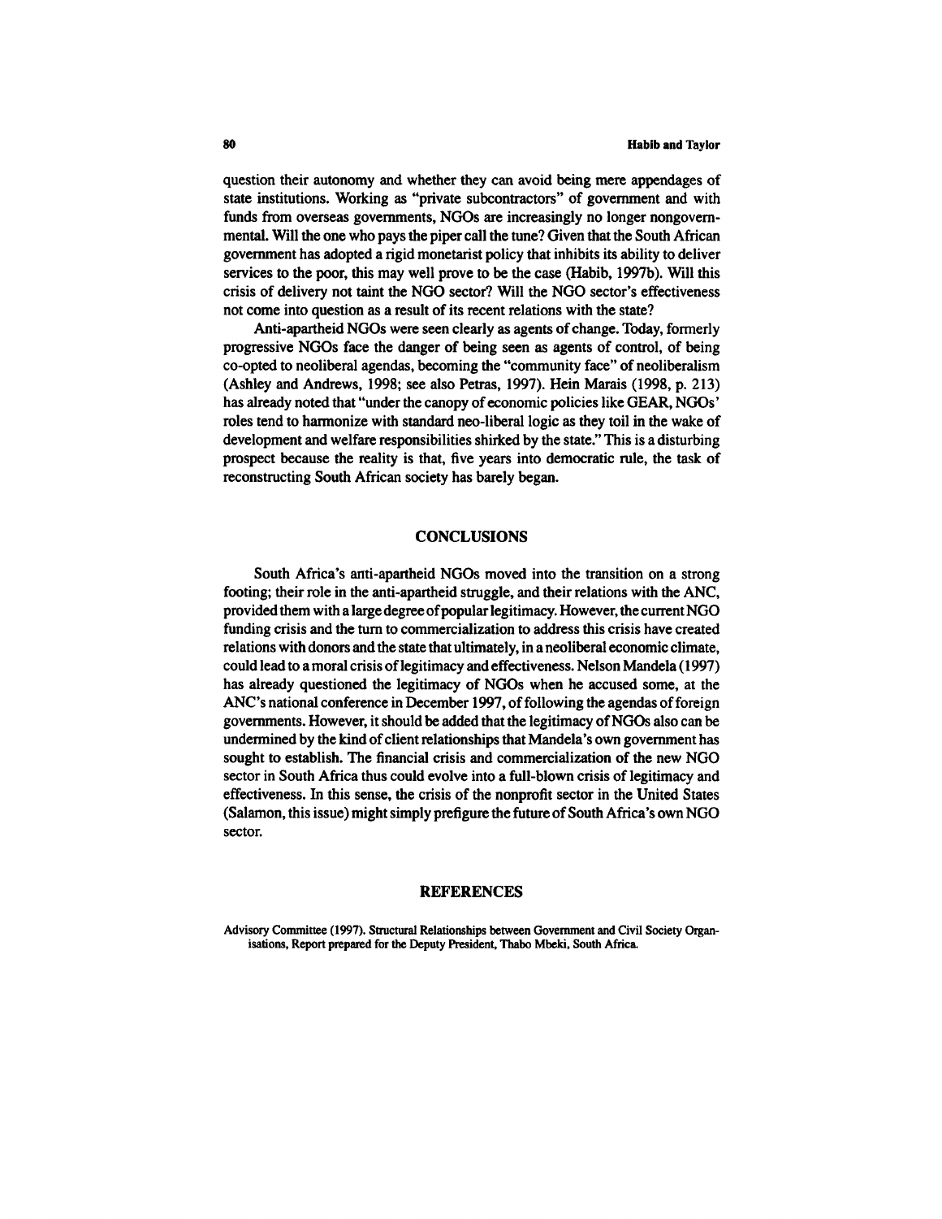question their autonomy and whether they can avoid being mere appendages of state institutions. Working as "private subcontractors" of government and with funds from overseas governments, NGOs are increasingly no longer nongovernmental. Will the one who pays the piper call the tune? Given that the South African government has adopted a rigid monetarist policy that inhibits its ability to deliver services to the poor, this may well prove to be the case (Habib, 1997b). Will this crisis of delivery not taint the NGO sector? Will the NGO sector's effectiveness not come into question as a result of its recent relations with the state?

Anti-apartheid NGOs were seen clearly as agents of change. Today, formerly progressive NGOs face the danger of being seen as agents of control, of being co-opted to neoliberal agendas, becoming the "community face" of neoliberalism (Ashley and Andrews, 1998; see also Petras, 1997). Hein Marais (1998, p. 213) has already noted that "under the canopy of economic policies like GEAR, NGOs' roles tend to harmonize with standard neo-liberal logic as they toil in the wake of development and welfare responsibilities shirked by the state." This is a disturbing prospect because the reality is that, five years into democratic rule, the task of reconstructing South African society has barely began.

## CONCLUSIONS

South Africa's anti-apartheid NGOs moved into the transition on a strong footing; their role in the anti-apartheid struggle, and their relations with the ANC, provided them with a large degree of popular legitimacy. However, the current NGO funding crisis and the turn to commercialization to address this crisis have created relations with donors and the state that ultimately, in a neoliberal economic climate, could lead to a moral crisis of legitimacy and effectiveness. Nelson Mandela (1997) has already questioned the legitimacy of NGOs when he accused some, at the ANC's national conference in December 1997, of following the agendas of foreign governments. However, it should be added that the legitimacy of NGOs also can be undermined by the kind of client relationships that Mandela's own government has sought to establish. The financial crisis and commercialization of the new NGO sector in South Africa thus could evolve into a full-blown crisis of legitimacy and effectiveness. In this sense, the crisis of the nonprofit sector in the United States (Salamon, this issue) might simply prefigure the future of South Africa's own NGO sector.

## REFERENCES

Advisory Committee (1997). Structural Relationships between Government and Civil Society Organisations, Report prepared for the Deputy President, Thabo Mbeki, South Africa.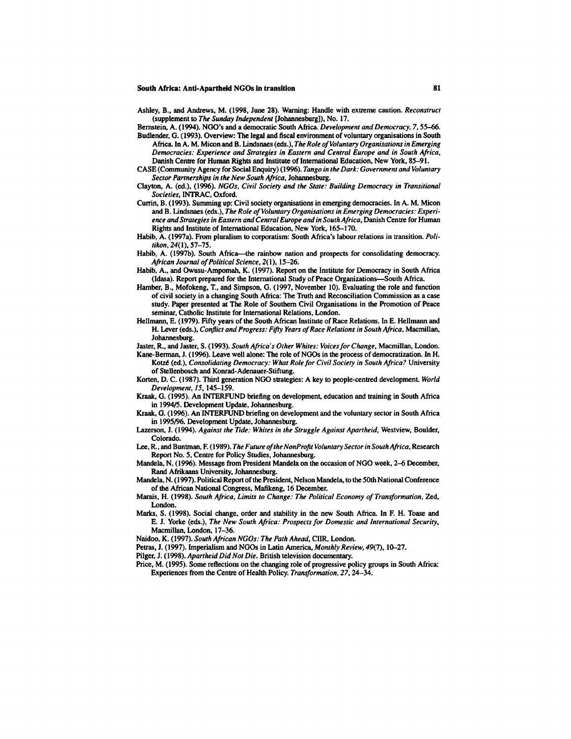Ashley, B., and Andrews, M. (1998, June 28). Warning: Handle with extreme caution. *Reconstruct* (supplement to *The Sunday Independent* [Johannesburg]), No. 17.

Bernstein, A. (1994). NGO's and a democratic South Africa. *Development and Democracy, 7,* 55–66.

Budlender, G. (1993). Overview: The legal and fiscal environment of voluntary organisations in South Africa. In A. M. Micon and B. Lindsnaes (eds.), *The Role of Voluntary Organisations in Emerging Democracies: Experience and Strategies in Eastern and Central Europe and in South Africa,* Danish Centre for Human Rights and Institute of International Education, New York, 85–91.

CASE (Community Agency for Social Enquiry) (1996). *Tango in the Dark: Government and Voluntary Sector Partnerships in the New South Africa,* Johannesburg.

Clayton, A. (ed.), (1996). *NGOs, Civil Society and the State: Building Democracy in Transitional Societies,* INTRAC, Oxford.

Currin, B. (1993). Summing up: Civil society organisations in emerging democracies. In A. M. Micon and B. Lindsnaes (eds.), *The Role of Voluntary Organisations in Emerging Democracies: Experience and Strategies in Eastern and Central Europe and in South Africa,* Danish Centre for Human Rights and Institute of International Education, New York, 165–170.

Habib, A. (1997a). From pluralism to corporatism: South Africa's labour relations in transition. *Politikon, 24*(1), 57–75.

Habib, A. (1997b). South Africa—the rainbow nation and prospects for consolidating democracy. *African Journal of Political Science, 2*(1), 15–26.

Habib, A., and Owusu-Ampomah, K. (1997). Report on the Institute for Democracy in South Africa (Idasa). Report prepared for the International Study of Peace Organizations—South Africa.

Hamber, B., Mofokeng, T., and Simpson, G. (1997, November 10). Evaluating the role and function of civil society in a changing South Africa: The Truth and Reconciliation Commission as a case study. Paper presented at The Role of Southern Civil Organisations in the Promotion of Peace seminar, Catholic Institute for International Relations, London.

Hellmann, E. (1979). Fifty years of the South African Institute of Race Relations. In E. Hellmann and H. Lever (eds.), *Conflict and Progress: Fifty Years of Race Relations in South Africa,* Macmillan, Johannesburg.

Jaster, R., and Jaster, S. (1993). *South Africa's Other Whites: Voices for Change,* Macmillan, London.

Kane-Berman, J. (1996). Leave well alone: The role of NGOs in the process of democratization. In H. Kotzé (ed.), *Consolidating Democracy: What Role for Civil Society in South Africa?* University of Stellenbosch and Konrad-Adenauer-Stiftung.

Korten, D. C. (1987). Third generation NGO strategies: A key to people-centred development. *World Development, 15,* 145–159.

Kraak, G. (1995). An INTERFUND briefing on development, education and training in South Africa in 1994/5. Development Update, Johannesburg.

Kraak, G. (1996). An INTERFUND briefing on development and the voluntary sector in South Africa in 1995/96. Development Update, Johannesburg.

Lazerson, J. (1994). *Against the Tide: Whites in the Struggle Against Apartheid,* Westview, Boulder, Colorado.

Lee, R., and Buntman, F. (1989). *The Future of the NonProfit Voluntary Sector in South Africa,* Research Report No. 5, Centre for Policy Studies, Johannesburg.

Mandela, N. (1996). Message from President Mandela on the occasion of NGO week, 2–6 December, Rand Afrikaans University, Johannesburg.

Mandela, N. (1997). Political Report of the President, Nelson Mandela, to the 50th National Conference of the African National Congress, Mafikeng, 16 December.

Marais, H. (1998). *South Africa, Limits to Change: The Political Economy of Transformation,* Zed, London.

Marks, S. (1998). Social change, order and stability in the new South Africa. In F. H. Toase and E. J. Yorke (eds.), *The New South Africa: Prospects for Domestic and International Security,* Macmillan, London, 17–36.

Naidoo, K. (1997). *South African NGOs: The Path Ahead,* CIIR, London.

Petras, J. (1997). Imperialism and NGOs in Latin America, *Monthly Review, 49*(7), 10–27.

Pilger, J. (1998). *Apartheid Did Not Die.* British television documentary.

Price, M. (1995). Some reflections on the changing role of progressive policy groups in South Africa: Experiences from the Centre of Health Policy. *Transformation, 27,* 24–34.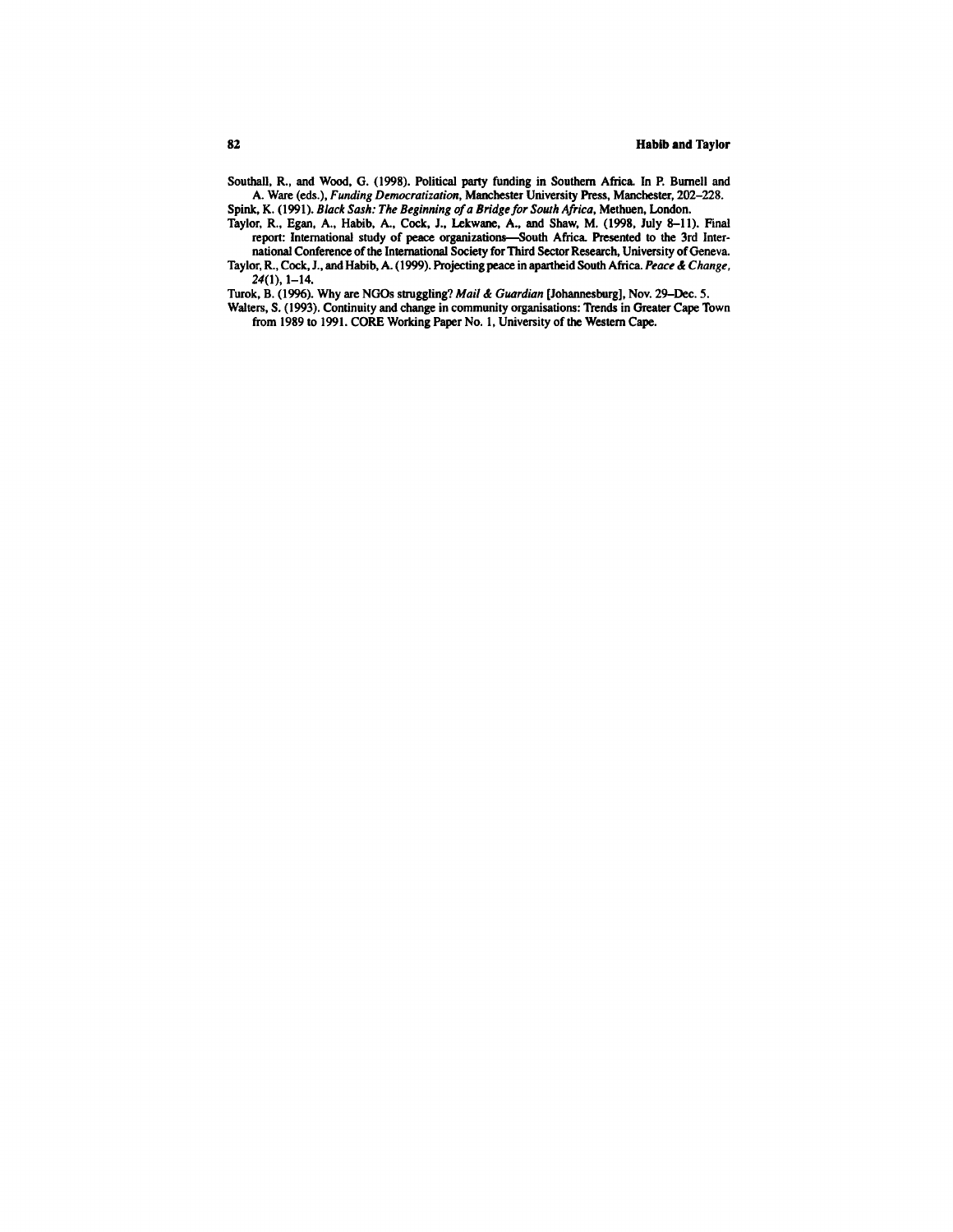Southall, R., and Wood, G. (1998). Political party funding in Southern Africa. In P. Burnell and A. Ware (eds.), *Funding Democratization*, Manchester University Press, Manchester, 202–228.

Spink, K. (1991). *Black Sash: The Beginning of a Bridge for South Africa*, Methuen, London.

Taylor, R., Egan, A., Habib, A., Cock, J., Lekwane, A., and Shaw, M. (1998, July 8–11). Final report: International study of peace organizations—South Africa. Presented to the 3rd International Conference of the International Society for Third Sector Research, University of Geneva.

Taylor, R., Cock, J., and Habib, A. (1999). Projecting peace in apartheid South Africa. *Peace & Change, 24*(1), 1–14.

Turok, B. (1996). Why are NGOs struggling? *Mail & Guardian* [Johannesburg], Nov. 29–Dec. 5.

Walters, S. (1993). Continuity and change in community organisations: Trends in Greater Cape Town from 1989 to 1991. CORE Working Paper No. 1, University of the Western Cape.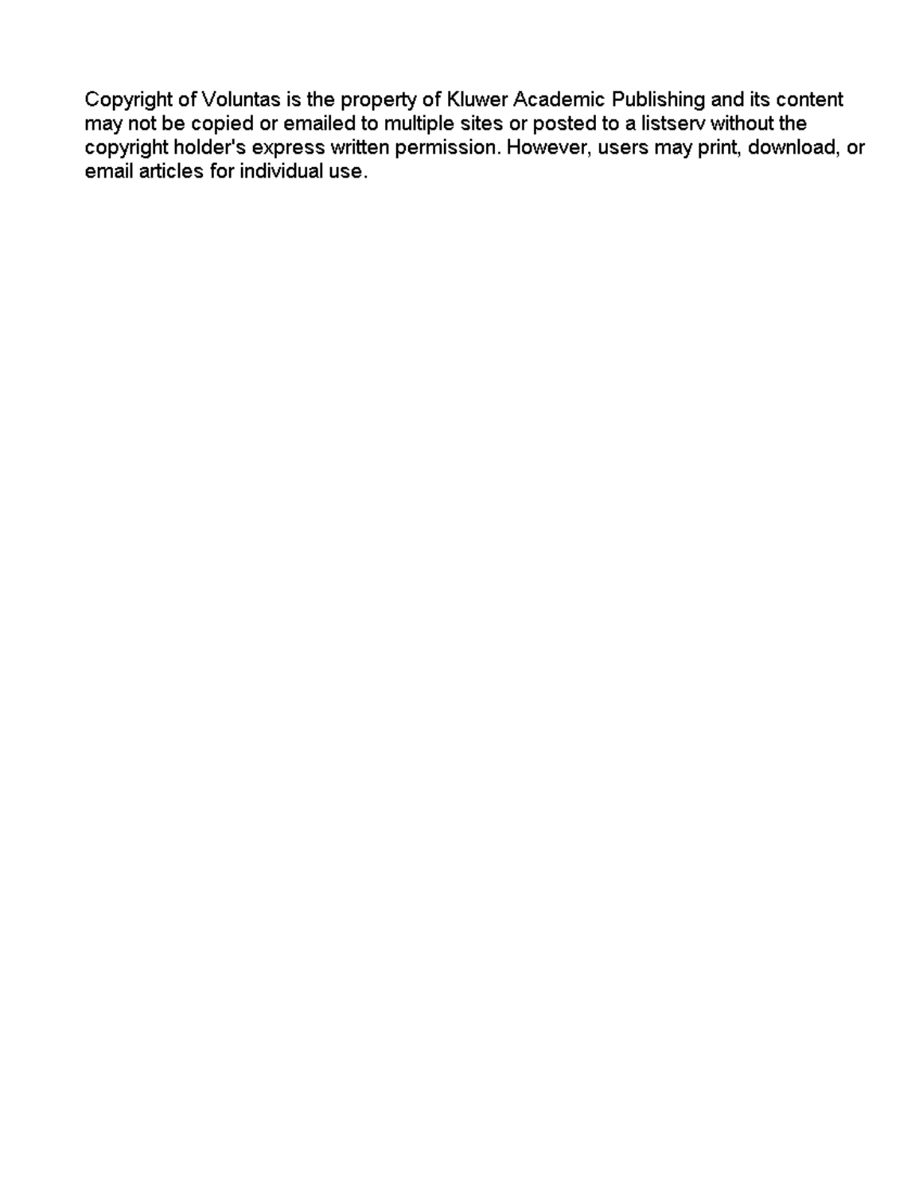Copyright of Voluntas is the property of Kluwer Academic Publishing and its content may not be copied or emailed to multiple sites or posted to a listserv without the copyright holder's express written permission. However, users may print, download, or email articles for individual use.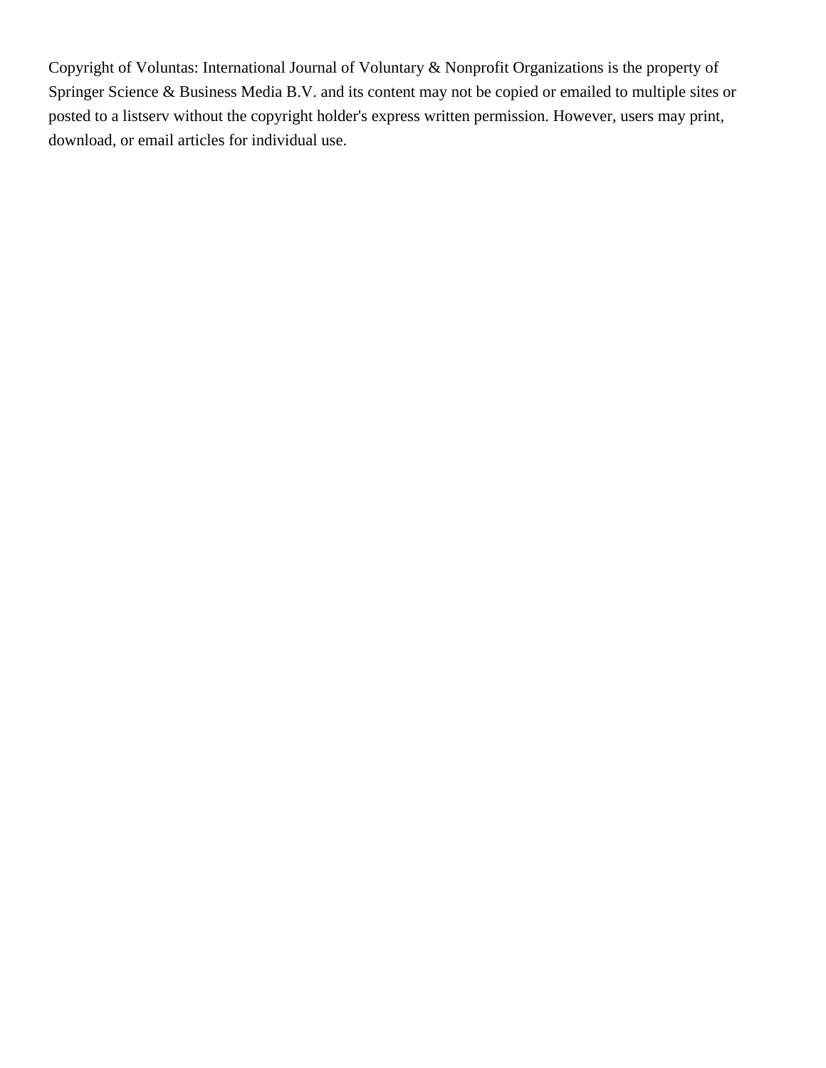Copyright of Voluntas: International Journal of Voluntary & Nonprofit Organizations is the property of Springer Science & Business Media B.V. and its content may not be copied or emailed to multiple sites or posted to a listserv without the copyright holder's express written permission. However, users may print, download, or email articles for individual use.